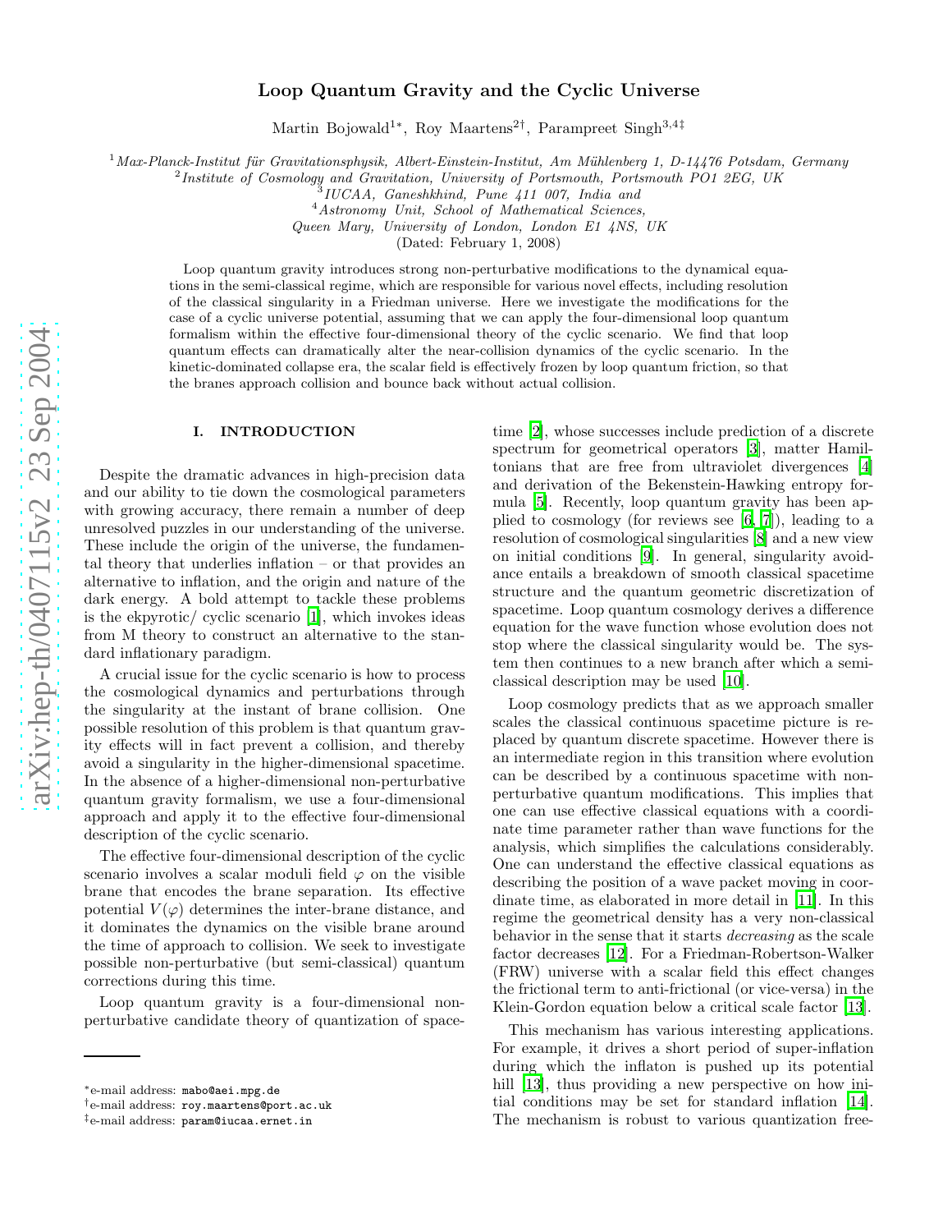# Loop Quantum Gravity and the Cyclic Universe

Martin Bojowald[1*], Roy Maartens[2†], Parampreet Singh[3,4‡]

[1] Max-Planck-Institut für Gravitationsphysik, Albert-Einstein-Institut, Am Mühlenberg 1, D-14476 Potsdam, Germany
[2] Institute of Cosmology and Gravitation, University of Portsmouth, Portsmouth PO1 2EG, UK
[3] IUCAA, Ganeshkhind, Pune 411 007, India and
[4] Astronomy Unit, School of Mathematical Sciences, Queen Mary, University of London, London E1 4NS, UK

(Dated: February 1, 2008)

Loop quantum gravity introduces strong non-perturbative modifications to the dynamical equations in the semi-classical regime, which are responsible for various novel effects, including resolution of the classical singularity in a Friedman universe. Here we investigate the modifications for the case of a cyclic universe potential, assuming that we can apply the four-dimensional loop quantum formalism within the effective four-dimensional theory of the cyclic scenario. We find that loop quantum effects can dramatically alter the near-collision dynamics of the cyclic scenario. In the kinetic-dominated collapse era, the scalar field is effectively frozen by loop quantum friction, so that the branes approach collision and bounce back without actual collision.

## I. INTRODUCTION

Despite the dramatic advances in high-precision data and our ability to tie down the cosmological parameters with growing accuracy, there remain a number of deep unresolved puzzles in our understanding of the universe. These include the origin of the universe, the fundamental theory that underlies inflation – or that provides an alternative to inflation, and the origin and nature of the dark energy. A bold attempt to tackle these problems is the ekpyrotic/ cyclic scenario [1], which invokes ideas from M theory to construct an alternative to the standard inflationary paradigm.

A crucial issue for the cyclic scenario is how to process the cosmological dynamics and perturbations through the singularity at the instant of brane collision. One possible resolution of this problem is that quantum gravity effects will in fact prevent a collision, and thereby avoid a singularity in the higher-dimensional spacetime. In the absence of a higher-dimensional non-perturbative quantum gravity formalism, we use a four-dimensional approach and apply it to the effective four-dimensional description of the cyclic scenario.

The effective four-dimensional description of the cyclic scenario involves a scalar moduli field $\varphi$ on the visible brane that encodes the brane separation. Its effective potential $V(\varphi)$ determines the inter-brane distance, and it dominates the dynamics on the visible brane around the time of approach to collision. We seek to investigate possible non-perturbative (but semi-classical) quantum corrections during this time.

Loop quantum gravity is a four-dimensional non-perturbative candidate theory of quantization of spacetime [2], whose successes include prediction of a discrete spectrum for geometrical operators [3], matter Hamiltonians that are free from ultraviolet divergences [4] and derivation of the Bekenstein-Hawking entropy formula [5]. Recently, loop quantum gravity has been applied to cosmology (for reviews see [6, 7]), leading to a resolution of cosmological singularities [8] and a new view on initial conditions [9]. In general, singularity avoidance entails a breakdown of smooth classical spacetime structure and the quantum geometric discretization of spacetime. Loop quantum cosmology derives a difference equation for the wave function whose evolution does not stop where the classical singularity would be. The system then continues to a new branch after which a semi-classical description may be used [10].

Loop cosmology predicts that as we approach smaller scales the classical continuous spacetime picture is replaced by quantum discrete spacetime. However there is an intermediate region in this transition where evolution can be described by a continuous spacetime with non-perturbative quantum modifications. This implies that one can use effective classical equations with a coordinate time parameter rather than wave functions for the analysis, which simplifies the calculations considerably. One can understand the effective classical equations as describing the position of a wave packet moving in coordinate time, as elaborated in more detail in [11]. In this regime the geometrical density has a very non-classical behavior in the sense that it starts *decreasing* as the scale factor decreases [12]. For a Friedman-Robertson-Walker (FRW) universe with a scalar field this effect changes the frictional term to anti-frictional (or vice-versa) in the Klein-Gordon equation below a critical scale factor [13].

This mechanism has various interesting applications. For example, it drives a short period of super-inflation during which the inflaton is pushed up its potential hill [13], thus providing a new perspective on how initial conditions may be set for standard inflation [14]. The mechanism is robust to various quantization free-

*e-mail address: mabo@aei.mpg.de
†e-mail address: roy.maartens@port.ac.uk
‡e-mail address: param@iucaa.ernet.in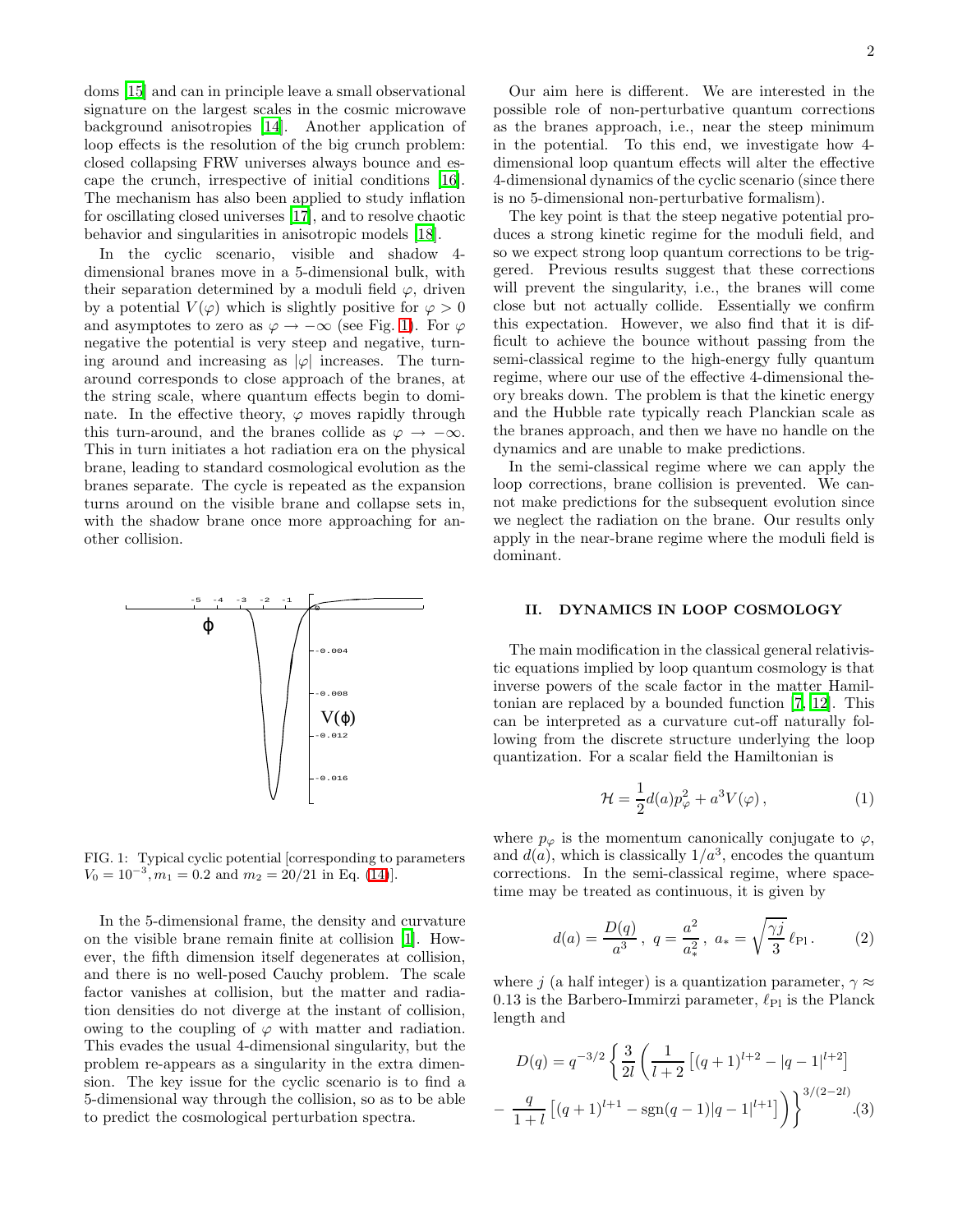doms [15] and can in principle leave a small observational signature on the largest scales in the cosmic microwave background anisotropies [14]. Another application of loop effects is the resolution of the big crunch problem: closed collapsing FRW universes always bounce and escape the crunch, irrespective of initial conditions [16]. The mechanism has also been applied to study inflation for oscillating closed universes [17], and to resolve chaotic behavior and singularities in anisotropic models [18].

In the cyclic scenario, visible and shadow 4-dimensional branes move in a 5-dimensional bulk, with their separation determined by a moduli field $\varphi$, driven by a potential $V(\varphi)$ which is slightly positive for $\varphi > 0$ and asymptotes to zero as $\varphi \to -\infty$ (see Fig. 1). For $\varphi$ negative the potential is very steep and negative, turning around and increasing as $|\varphi|$ increases. The turn-around corresponds to close approach of the branes, at the string scale, where quantum effects begin to dominate. In the effective theory, $\varphi$ moves rapidly through this turn-around, and the branes collide as $\varphi \to -\infty$. This in turn initiates a hot radiation era on the physical brane, leading to standard cosmological evolution as the branes separate. The cycle is repeated as the expansion turns around on the visible brane and collapse sets in, with the shadow brane once more approaching for another collision.

FIG. 1: Typical cyclic potential [corresponding to parameters $V_0 = 10^{-3}, m_1 = 0.2$ and $m_2 = 20/21$ in Eq. (14)].

In the 5-dimensional frame, the density and curvature on the visible brane remain finite at collision [1]. However, the fifth dimension itself degenerates at collision, and there is no well-posed Cauchy problem. The scale factor vanishes at collision, but the matter and radiation densities do not diverge at the instant of collision, owing to the coupling of $\varphi$ with matter and radiation. This evades the usual 4-dimensional singularity, but the problem re-appears as a singularity in the extra dimension. The key issue for the cyclic scenario is to find a 5-dimensional way through the collision, so as to be able to predict the cosmological perturbation spectra.

Our aim here is different. We are interested in the possible role of non-perturbative quantum corrections as the branes approach, i.e., near the steep minimum in the potential. To this end, we investigate how 4-dimensional loop quantum effects will alter the effective 4-dimensional dynamics of the cyclic scenario (since there is no 5-dimensional non-perturbative formalism).

The key point is that the steep negative potential produces a strong kinetic regime for the moduli field, and so we expect strong loop quantum corrections to be triggered. Previous results suggest that these corrections will prevent the singularity, i.e., the branes will come close but not actually collide. Essentially we confirm this expectation. However, we also find that it is difficult to achieve the bounce without passing from the semi-classical regime to the high-energy fully quantum regime, where our use of the effective 4-dimensional theory breaks down. The problem is that the kinetic energy and the Hubble rate typically reach Planckian scale as the branes approach, and then we have no handle on the dynamics and are unable to make predictions.

In the semi-classical regime where we can apply the loop corrections, brane collision is prevented. We cannot make predictions for the subsequent evolution since we neglect the radiation on the brane. Our results only apply in the near-brane regime where the moduli field is dominant.

## II. DYNAMICS IN LOOP COSMOLOGY

The main modification in the classical general relativistic equations implied by loop quantum cosmology is that inverse powers of the scale factor in the matter Hamiltonian are replaced by a bounded function [7, 12]. This can be interpreted as a curvature cut-off naturally following from the discrete structure underlying the loop quantization. For a scalar field the Hamiltonian is

$$\mathcal{H} = \frac{1}{2} d(a) p_\varphi^2 + a^3 V(\varphi) \,, \tag{1}$$

where $p_\varphi$ is the momentum canonically conjugate to $\varphi$, and $d(a)$, which is classically $1/a^3$, encodes the quantum corrections. In the semi-classical regime, where spacetime may be treated as continuous, it is given by

$$d(a) = \frac{D(q)}{a^3} \,,\; q = \frac{a^2}{a_*^2} \,,\; a_* = \sqrt{\frac{\gamma j}{3}}\, \ell_{\rm Pl} \,. \tag{2}$$

where $j$ (a half integer) is a quantization parameter, $\gamma \approx 0.13$ is the Barbero-Immirzi parameter, $\ell_{\rm Pl}$ is the Planck length and

$$D(q) = q^{-3/2} \left\{ \frac{3}{2l} \left( \frac{1}{l+2} \left[ (q+1)^{l+2} - |q-1|^{l+2} \right] - \frac{q}{1+l} \left[ (q+1)^{l+1} - {\rm sgn}(q-1)|q-1|^{l+1} \right] \right) \right\}^{3/(2-2l)} . \tag{3}$$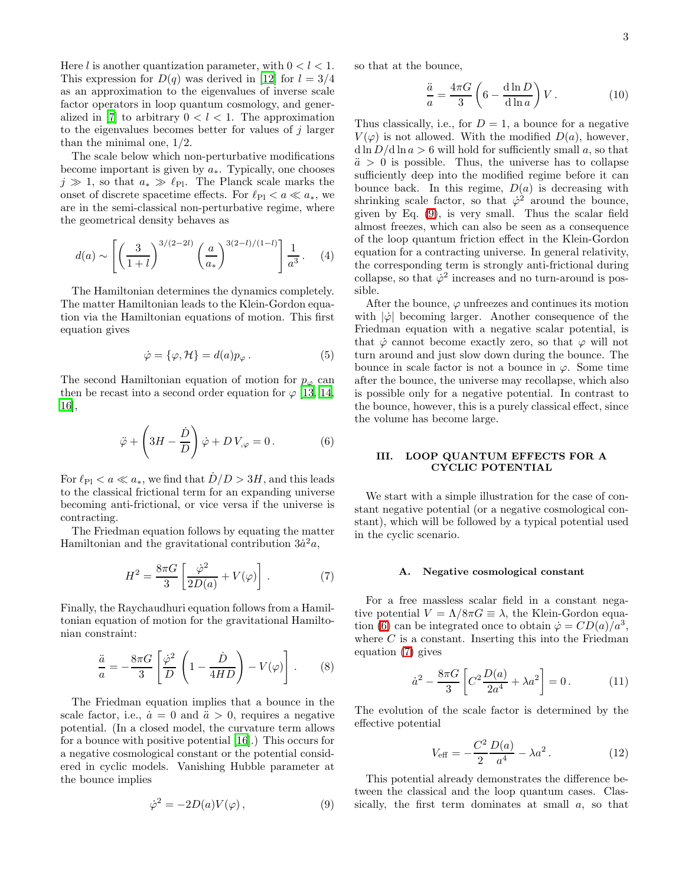Here $l$ is another quantization parameter, with $0 < l < 1$. This expression for $D(q)$ was derived in [12] for $l = 3/4$ as an approximation to the eigenvalues of inverse scale factor operators in loop quantum cosmology, and generalized in [7] to arbitrary $0 < l < 1$. The approximation to the eigenvalues becomes better for values of $j$ larger than the minimal one, $1/2$.

The scale below which non-perturbative modifications become important is given by $a_*$. Typically, one chooses $j \gg 1$, so that $a_* \gg \ell_{\rm Pl}$. The Planck scale marks the onset of discrete spacetime effects. For $\ell_{\rm Pl} < a \ll a_*$, we are in the semi-classical non-perturbative regime, where the geometrical density behaves as

$$d(a) \sim \left[\left(\frac{3}{1+l}\right)^{3/(2-2l)} \left(\frac{a}{a_*}\right)^{3(2-l)/(1-l)}\right] \frac{1}{a^3}\,. \quad (4)$$

The Hamiltonian determines the dynamics completely. The matter Hamiltonian leads to the Klein-Gordon equation via the Hamiltonian equations of motion. This first equation gives

$$\dot{\varphi} = \{\varphi, \mathcal{H}\} = d(a) p_\varphi\,. \quad (5)$$

The second Hamiltonian equation of motion for $p_\varphi$ can then be recast into a second order equation for $\varphi$ [13, 14, 16],

$$\ddot{\varphi} + \left(3H - \frac{\dot{D}}{D}\right)\dot{\varphi} + D\, V_{,\varphi} = 0\,. \quad (6)$$

For $\ell_{\rm Pl} < a \ll a_*$, we find that $\dot{D}/D > 3H$, and this leads to the classical frictional term for an expanding universe becoming anti-frictional, or vice versa if the universe is contracting.

The Friedman equation follows by equating the matter Hamiltonian and the gravitational contribution $3\dot{a}^2 a$,

$$H^2 = \frac{8\pi G}{3}\left[\frac{\dot{\varphi}^2}{2D(a)} + V(\varphi)\right]\,. \quad (7)$$

Finally, the Raychaudhuri equation follows from a Hamiltonian equation of motion for the gravitational Hamiltonian constraint:

$$\frac{\ddot{a}}{a} = -\frac{8\pi G}{3}\left[\frac{\dot{\varphi}^2}{D}\left(1 - \frac{\dot{D}}{4HD}\right) - V(\varphi)\right]\,. \quad (8)$$

The Friedman equation implies that a bounce in the scale factor, i.e., $\dot{a} = 0$ and $\ddot{a} > 0$, requires a negative potential. (In a closed model, the curvature term allows for a bounce with positive potential [16].) This occurs for a negative cosmological constant or the potential considered in cyclic models. Vanishing Hubble parameter at the bounce implies

$$\dot{\varphi}^2 = -2D(a)V(\varphi)\,, \quad (9)$$

so that at the bounce,

$$\frac{\ddot{a}}{a} = \frac{4\pi G}{3}\left(6 - \frac{\mathrm{d}\ln D}{\mathrm{d}\ln a}\right)V\,. \quad (10)$$

Thus classically, i.e., for $D = 1$, a bounce for a negative $V(\varphi)$ is not allowed. With the modified $D(a)$, however, $\mathrm{d}\ln D/\mathrm{d}\ln a > 6$ will hold for sufficiently small $a$, so that $\ddot{a} > 0$ is possible. Thus, the universe has to collapse sufficiently deep into the modified regime before it can bounce back. In this regime, $D(a)$ is decreasing with shrinking scale factor, so that $\dot{\varphi}^2$ around the bounce, given by Eq. (9), is very small. Thus the scalar field almost freezes, which can also be seen as a consequence of the loop quantum friction effect in the Klein-Gordon equation for a contracting universe. In general relativity, the corresponding term is strongly anti-frictional during collapse, so that $\dot{\varphi}^2$ increases and no turn-around is possible.

After the bounce, $\varphi$ unfreezes and continues its motion with $|\dot{\varphi}|$ becoming larger. Another consequence of the Friedman equation with a negative scalar potential, is that $\dot{\varphi}$ cannot become exactly zero, so that $\varphi$ will not turn around and just slow down during the bounce. The bounce in scale factor is not a bounce in $\varphi$. Some time after the bounce, the universe may recollapse, which also is possible only for a negative potential. In contrast to the bounce, however, this is a purely classical effect, since the volume has become large.

## III. LOOP QUANTUM EFFECTS FOR A CYCLIC POTENTIAL

We start with a simple illustration for the case of constant negative potential (or a negative cosmological constant), which will be followed by a typical potential used in the cyclic scenario.

### A. Negative cosmological constant

For a free massless scalar field in a constant negative potential $V = \Lambda/8\pi G \equiv \lambda$, the Klein-Gordon equation (6) can be integrated once to obtain $\dot{\varphi} = CD(a)/a^3$, where $C$ is a constant. Inserting this into the Friedman equation (7) gives

$$\dot{a}^2 - \frac{8\pi G}{3}\left[C^2\frac{D(a)}{2a^4} + \lambda a^2\right] = 0\,. \quad (11)$$

The evolution of the scale factor is determined by the effective potential

$$V_{\rm eff} = -\frac{C^2}{2}\frac{D(a)}{a^4} - \lambda a^2\,. \quad (12)$$

This potential already demonstrates the difference between the classical and the loop quantum cases. Classically, the first term dominates at small $a$, so that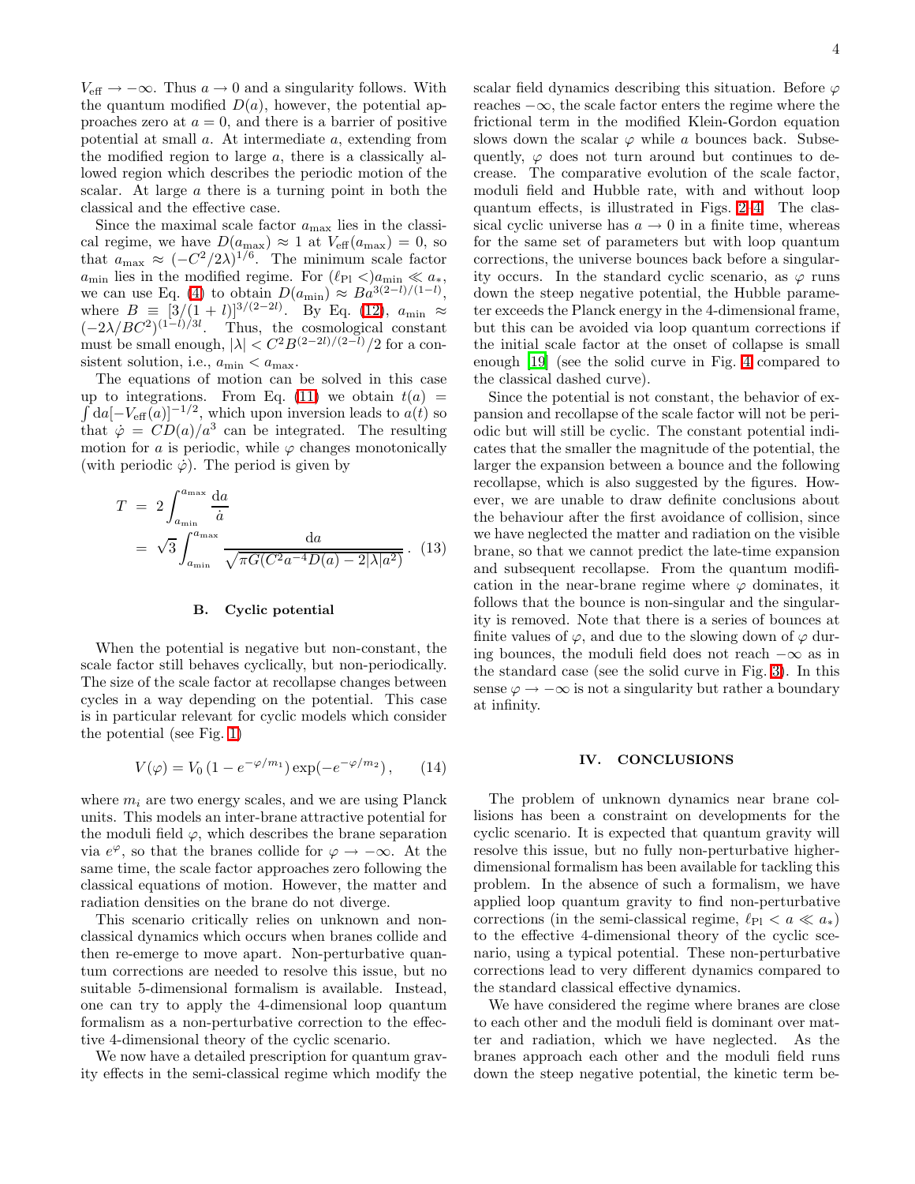$V_{\rm eff} \to -\infty$. Thus $a \to 0$ and a singularity follows. With the quantum modified $D(a)$, however, the potential approaches zero at $a = 0$, and there is a barrier of positive potential at small $a$. At intermediate $a$, extending from the modified region to large $a$, there is a classically allowed region which describes the periodic motion of the scalar. At large $a$ there is a turning point in both the classical and the effective case.

Since the maximal scale factor $a_{\rm max}$ lies in the classical regime, we have $D(a_{\rm max}) \approx 1$ at $V_{\rm eff}(a_{\rm max}) = 0$, so that $a_{\rm max} \approx (-C^2/2\lambda)^{1/6}$. The minimum scale factor $a_{\rm min}$ lies in the modified regime. For $(\ell_{\rm Pl} <) a_{\rm min} \ll a_*$, we can use Eq. (4) to obtain $D(a_{\rm min}) \approx B a^{3(2-l)/(1-l)}$, where $B \equiv [3/(1+l)]^{3/(2-2l)}$. By Eq. (12), $a_{\rm min} \approx (-2\lambda/BC^2)^{(1-l)/3l}$. Thus, the cosmological constant must be small enough, $|\lambda| < C^2 B^{(2-2l)/(2-l)}/2$ for a consistent solution, i.e., $a_{\rm min} < a_{\rm max}$.

The equations of motion can be solved in this case up to integrations. From Eq. (11) we obtain $t(a) = \int {\rm d}a[-V_{\rm eff}(a)]^{-1/2}$, which upon inversion leads to $a(t)$ so that $\dot\varphi = CD(a)/a^3$ can be integrated. The resulting motion for $a$ is periodic, while $\varphi$ changes monotonically (with periodic $\dot\varphi$). The period is given by

$$
\begin{aligned}
T &= 2\int_{a_{\rm min}}^{a_{\rm max}} \frac{{\rm d}a}{\dot a} \\
&= \sqrt{3}\int_{a_{\rm min}}^{a_{\rm max}} \frac{{\rm d}a}{\sqrt{\pi G(C^2 a^{-4}D(a) - 2|\lambda| a^2)}} \,. \qquad (13)
\end{aligned}
$$

### B. Cyclic potential

When the potential is negative but non-constant, the scale factor still behaves cyclically, but non-periodically. The size of the scale factor at recollapse changes between cycles in a way depending on the potential. This case is in particular relevant for cyclic models which consider the potential (see Fig. 1)

$$
V(\varphi) = V_0\,(1 - e^{-\varphi/m_1}) \exp(-e^{-\varphi/m_2})\,, \qquad (14)
$$

where $m_i$ are two energy scales, and we are using Planck units. This models an inter-brane attractive potential for the moduli field $\varphi$, which describes the brane separation via $e^{\varphi}$, so that the branes collide for $\varphi \to -\infty$. At the same time, the scale factor approaches zero following the classical equations of motion. However, the matter and radiation densities on the brane do not diverge.

This scenario critically relies on unknown and non-classical dynamics which occurs when branes collide and then re-emerge to move apart. Non-perturbative quantum corrections are needed to resolve this issue, but no suitable 5-dimensional formalism is available. Instead, one can try to apply the 4-dimensional loop quantum formalism as a non-perturbative correction to the effective 4-dimensional theory of the cyclic scenario.

We now have a detailed prescription for quantum gravity effects in the semi-classical regime which modify the scalar field dynamics describing this situation. Before $\varphi$ reaches $-\infty$, the scale factor enters the regime where the frictional term in the modified Klein-Gordon equation slows down the scalar $\varphi$ while $a$ bounces back. Subsequently, $\varphi$ does not turn around but continues to decrease. The comparative evolution of the scale factor, moduli field and Hubble rate, with and without loop quantum effects, is illustrated in Figs. 2–4. The classical cyclic universe has $a \to 0$ in a finite time, whereas for the same set of parameters but with loop quantum corrections, the universe bounces back before a singularity occurs. In the standard cyclic scenario, as $\varphi$ runs down the steep negative potential, the Hubble parameter exceeds the Planck energy in the 4-dimensional frame, but this can be avoided via loop quantum corrections if the initial scale factor at the onset of collapse is small enough [19] (see the solid curve in Fig. 4 compared to the classical dashed curve).

Since the potential is not constant, the behavior of expansion and recollapse of the scale factor will not be periodic but will still be cyclic. The constant potential indicates that the smaller the magnitude of the potential, the larger the expansion between a bounce and the following recollapse, which is also suggested by the figures. However, we are unable to draw definite conclusions about the behaviour after the first avoidance of collision, since we have neglected the matter and radiation on the visible brane, so that we cannot predict the late-time expansion and subsequent recollapse. From the quantum modification in the near-brane regime where $\varphi$ dominates, it follows that the bounce is non-singular and the singularity is removed. Note that there is a series of bounces at finite values of $\varphi$, and due to the slowing down of $\varphi$ during bounces, the moduli field does not reach $-\infty$ as in the standard case (see the solid curve in Fig. 3). In this sense $\varphi \to -\infty$ is not a singularity but rather a boundary at infinity.

## IV. CONCLUSIONS

The problem of unknown dynamics near brane collisions has been a constraint on developments for the cyclic scenario. It is expected that quantum gravity will resolve this issue, but no fully non-perturbative higher-dimensional formalism has been available for tackling this problem. In the absence of such a formalism, we have applied loop quantum gravity to find non-perturbative corrections (in the semi-classical regime, $\ell_{\rm Pl} < a \ll a_*$) to the effective 4-dimensional theory of the cyclic scenario, using a typical potential. These non-perturbative corrections lead to very different dynamics compared to the standard classical effective dynamics.

We have considered the regime where branes are close to each other and the moduli field is dominant over matter and radiation, which we have neglected. As the branes approach each other and the moduli field runs down the steep negative potential, the kinetic term be-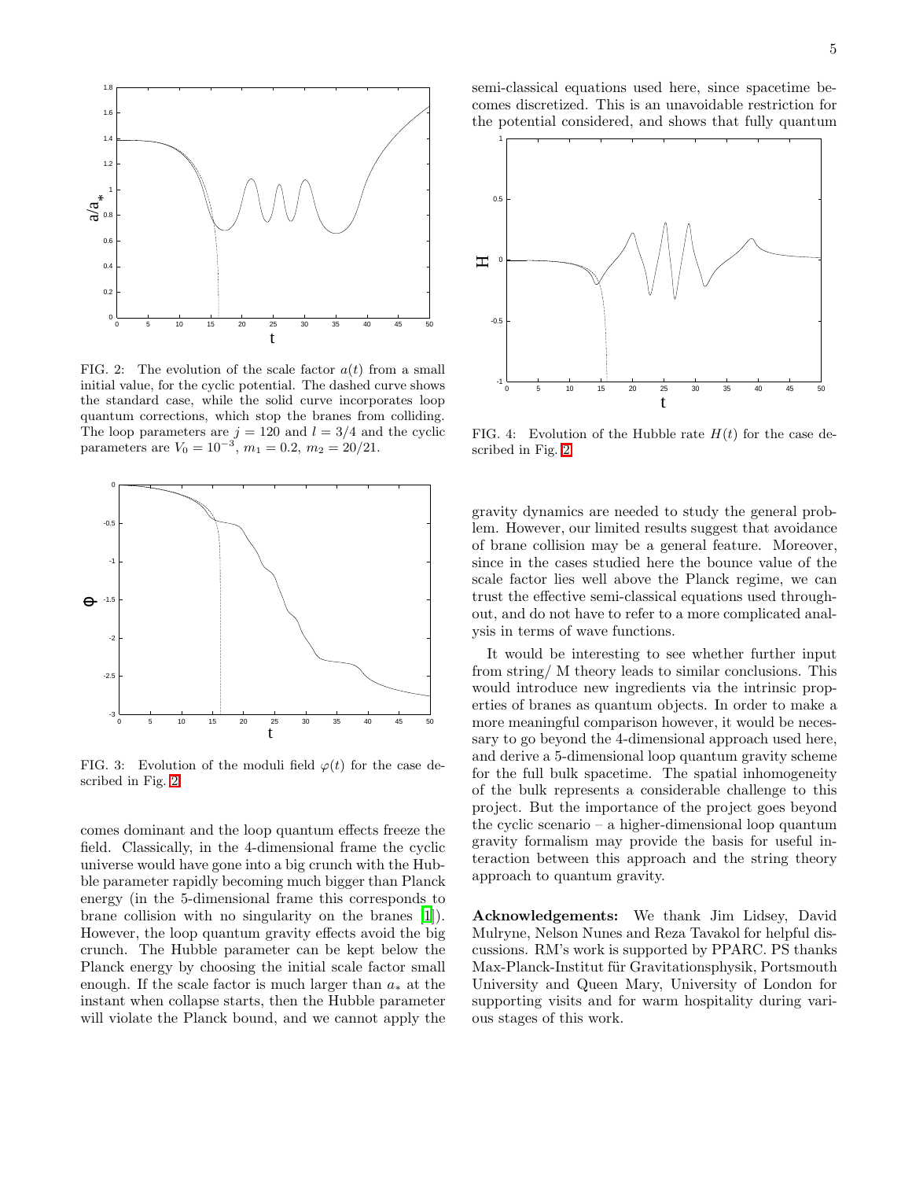FIG. 2: The evolution of the scale factor $a(t)$ from a small initial value, for the cyclic potential. The dashed curve shows the standard case, while the solid curve incorporates loop quantum corrections, which stop the branes from colliding. The loop parameters are $j = 120$ and $l = 3/4$ and the cyclic parameters are $V_0 = 10^{-3}$, $m_1 = 0.2$, $m_2 = 20/21$.

FIG. 3: Evolution of the moduli field $\varphi(t)$ for the case described in Fig. 2

comes dominant and the loop quantum effects freeze the field. Classically, in the 4-dimensional frame the cyclic universe would have gone into a big crunch with the Hubble parameter rapidly becoming much bigger than Planck energy (in the 5-dimensional frame this corresponds to brane collision with no singularity on the branes [1]). However, the loop quantum gravity effects avoid the big crunch. The Hubble parameter can be kept below the Planck energy by choosing the initial scale factor small enough. If the scale factor is much larger than $a_*$ at the instant when collapse starts, then the Hubble parameter will violate the Planck bound, and we cannot apply the semi-classical equations used here, since spacetime becomes discretized. This is an unavoidable restriction for the potential considered, and shows that fully quantum gravity dynamics are needed to study the general problem. However, our limited results suggest that avoidance of brane collision may be a general feature. Moreover, since in the cases studied here the bounce value of the scale factor lies well above the Planck regime, we can trust the effective semi-classical equations used throughout, and do not have to refer to a more complicated analysis in terms of wave functions.

FIG. 4: Evolution of the Hubble rate $H(t)$ for the case described in Fig. 2

It would be interesting to see whether further input from string/ M theory leads to similar conclusions. This would introduce new ingredients via the intrinsic properties of branes as quantum objects. In order to make a more meaningful comparison however, it would be necessary to go beyond the 4-dimensional approach used here, and derive a 5-dimensional loop quantum gravity scheme for the full bulk spacetime. The spatial inhomogeneity of the bulk represents a considerable challenge to this project. But the importance of the project goes beyond the cyclic scenario – a higher-dimensional loop quantum gravity formalism may provide the basis for useful interaction between this approach and the string theory approach to quantum gravity.

**Acknowledgements:** We thank Jim Lidsey, David Mulryne, Nelson Nunes and Reza Tavakol for helpful discussions. RM's work is supported by PPARC. PS thanks Max-Planck-Institut für Gravitationsphysik, Portsmouth University and Queen Mary, University of London for supporting visits and for warm hospitality during various stages of this work.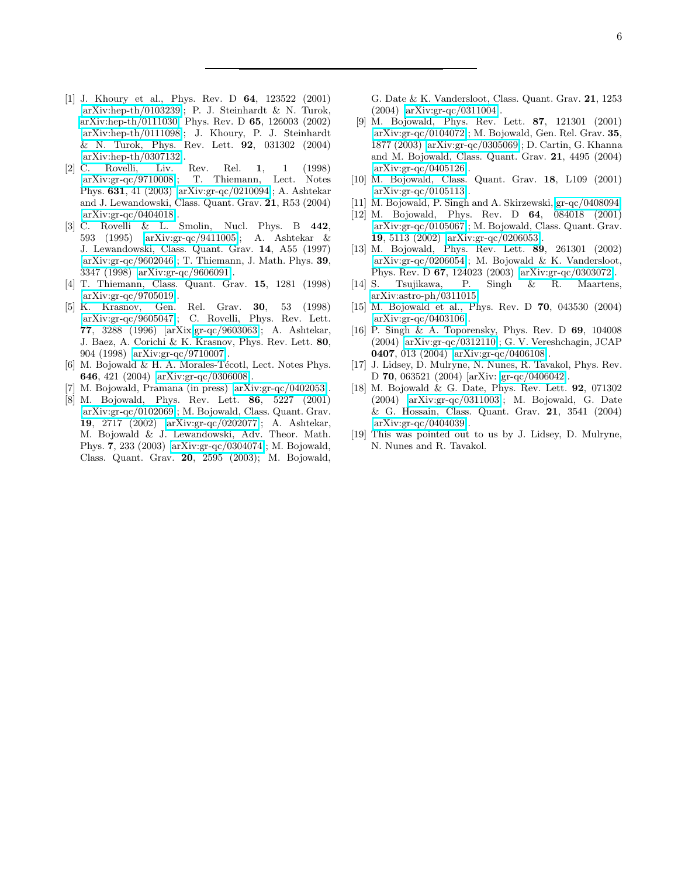---

[1] J. Khoury et al., Phys. Rev. D **64**, 123522 (2001) arXiv:hep-th/0103239; P. J. Steinhardt & N. Turok, arXiv:hep-th/0111030 Phys. Rev. D **65**, 126003 (2002) arXiv:hep-th/0111098; J. Khoury, P. J. Steinhardt & N. Turok, Phys. Rev. Lett. **92**, 031302 (2004) arXiv:hep-th/0307132.

[2] C. Rovelli, Liv. Rev. Rel. **1**, 1 (1998) arXiv:gr-qc/9710008; T. Thiemann, Lect. Notes Phys. **631**, 41 (2003) arXiv:gr-qc/0210094; A. Ashtekar and J. Lewandowski, Class. Quant. Grav. **21**, R53 (2004) arXiv:gr-qc/0404018.

[3] C. Rovelli & L. Smolin, Nucl. Phys. B **442**, 593 (1995) arXiv:gr-qc/9411005; A. Ashtekar & J. Lewandowski, Class. Quant. Grav. **14**, A55 (1997) arXiv:gr-qc/9602046; T. Thiemann, J. Math. Phys. **39**, 3347 (1998) arXiv:gr-qc/9606091.

[4] T. Thiemann, Class. Quant. Grav. **15**, 1281 (1998) arXiv:gr-qc/9705019.

[5] K. Krasnov, Gen. Rel. Grav. **30**, 53 (1998) arXiv:gr-qc/9605047; C. Rovelli, Phys. Rev. Lett. **77**, 3288 (1996) [arXix:gr-qc/9603063; A. Ashtekar, J. Baez, A. Corichi & K. Krasnov, Phys. Rev. Lett. **80**, 904 (1998) arXiv:gr-qc/9710007.

[6] M. Bojowald & H. A. Morales-Técotl, Lect. Notes Phys. **646**, 421 (2004) arXiv:gr-qc/0306008.

[7] M. Bojowald, Pramana (in press) arXiv:gr-qc/0402053.

[8] M. Bojowald, Phys. Rev. Lett. **86**, 5227 (2001) arXiv:gr-qc/0102069; M. Bojowald, Class. Quant. Grav. **19**, 2717 (2002) arXiv:gr-qc/0202077; A. Ashtekar, M. Bojowald & J. Lewandowski, Adv. Theor. Math. Phys. **7**, 233 (2003) arXiv:gr-qc/0304074; M. Bojowald, Class. Quant. Grav. **20**, 2595 (2003); M. Bojowald, G. Date & K. Vandersloot, Class. Quant. Grav. **21**, 1253 (2004) arXiv:gr-qc/0311004.

[9] M. Bojowald, Phys. Rev. Lett. **87**, 121301 (2001) arXiv:gr-qc/0104072; M. Bojowald, Gen. Rel. Grav. **35**, 1877 (2003) arXiv:gr-qc/0305069; D. Cartin, G. Khanna and M. Bojowald, Class. Quant. Grav. **21**, 4495 (2004) arXiv:gr-qc/0405126.

[10] M. Bojowald, Class. Quant. Grav. **18**, L109 (2001) arXiv:gr-qc/0105113.

[11] M. Bojowald, P. Singh and A. Skirzewski, gr-qc/0408094

[12] M. Bojowald, Phys. Rev. D **64**, 084018 (2001) arXiv:gr-qc/0105067; M. Bojowald, Class. Quant. Grav. **19**, 5113 (2002) arXiv:gr-qc/0206053.

[13] M. Bojowald, Phys. Rev. Lett. **89**, 261301 (2002) arXiv:gr-qc/0206054; M. Bojowald & K. Vandersloot, Phys. Rev. D **67**, 124023 (2003) arXiv:gr-qc/0303072.

[14] S. Tsujikawa, P. Singh & R. Maartens, arXiv:astro-ph/0311015

[15] M. Bojowald et al., Phys. Rev. D **70**, 043530 (2004) arXiv:gr-qc/0403106.

[16] P. Singh & A. Toporensky, Phys. Rev. D **69**, 104008 (2004) arXiv:gr-qc/0312110; G. V. Vereshchagin, JCAP **0407**, 013 (2004) arXiv:gr-qc/0406108.

[17] J. Lidsey, D. Mulryne, N. Nunes, R. Tavakol, Phys. Rev. D **70**, 063521 (2004) [arXiv: gr-qc/0406042.

[18] M. Bojowald & G. Date, Phys. Rev. Lett. **92**, 071302 (2004) arXiv:gr-qc/0311003; M. Bojowald, G. Date & G. Hossain, Class. Quant. Grav. **21**, 3541 (2004) arXiv:gr-qc/0404039.

[19] This was pointed out to us by J. Lidsey, D. Mulryne, N. Nunes and R. Tavakol.